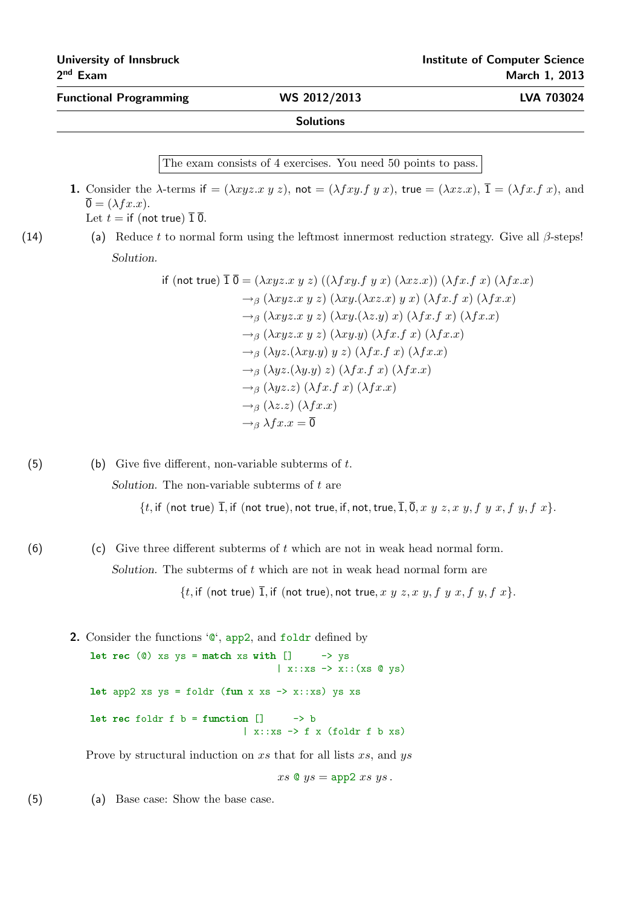University of Innsbruck
2nd Exam

Institute of Computer Science
March 1, 2013

**Functional Programming** — **WS 2012/2013** — **LVA 703024**

**Solutions**

The exam consists of 4 exercises. You need 50 points to pass.

**1.** Consider the $\lambda$-terms $\mathsf{if} = (\lambda xyz.x\ y\ z)$, $\mathsf{not} = (\lambda fxy.f\ y\ x)$, $\mathsf{true} = (\lambda xz.x)$, $\overline{1} = (\lambda fx.f\ x)$, and $\overline{0} = (\lambda fx.x)$.
Let $t = \mathsf{if}\ (\mathsf{not}\ \mathsf{true})\ \overline{1}\ \overline{0}$.

(14) (a) Reduce $t$ to normal form using the leftmost innermost reduction strategy. Give all $\beta$-steps!

*Solution.*

$$
\begin{aligned}
\mathsf{if}\ (\mathsf{not}\ \mathsf{true})\ \overline{1}\ \overline{0} &= (\lambda xyz.x\ y\ z)\ ((\lambda fxy.f\ y\ x)\ (\lambda xz.x))\ (\lambda fx.f\ x)\ (\lambda fx.x)\\
&\rightarrow_\beta (\lambda xyz.x\ y\ z)\ (\lambda xy.(\lambda xz.x)\ y\ x)\ (\lambda fx.f\ x)\ (\lambda fx.x)\\
&\rightarrow_\beta (\lambda xyz.x\ y\ z)\ (\lambda xy.(\lambda z.y)\ x)\ (\lambda fx.f\ x)\ (\lambda fx.x)\\
&\rightarrow_\beta (\lambda xyz.x\ y\ z)\ (\lambda xy.y)\ (\lambda fx.f\ x)\ (\lambda fx.x)\\
&\rightarrow_\beta (\lambda yz.(\lambda xy.y)\ y\ z)\ (\lambda fx.f\ x)\ (\lambda fx.x)\\
&\rightarrow_\beta (\lambda yz.(\lambda y.y)\ z)\ (\lambda fx.f\ x)\ (\lambda fx.x)\\
&\rightarrow_\beta (\lambda yz.z)\ (\lambda fx.f\ x)\ (\lambda fx.x)\\
&\rightarrow_\beta (\lambda z.z)\ (\lambda fx.x)\\
&\rightarrow_\beta \lambda fx.x = \overline{0}
\end{aligned}
$$

(5) (b) Give five different, non-variable subterms of $t$.

*Solution.* The non-variable subterms of $t$ are

$$\{t, \mathsf{if}\ (\mathsf{not}\ \mathsf{true})\ \overline{1}, \mathsf{if}\ (\mathsf{not}\ \mathsf{true}), \mathsf{not}\ \mathsf{true}, \mathsf{if}, \mathsf{not}, \mathsf{true}, \overline{1}, \overline{0}, x\ y\ z, x\ y, f\ y\ x, f\ y, f\ x\}.$$

(6) (c) Give three different subterms of $t$ which are not in weak head normal form.

*Solution.* The subterms of $t$ which are not in weak head normal form are

$$\{t, \mathsf{if}\ (\mathsf{not}\ \mathsf{true})\ \overline{1}, \mathsf{if}\ (\mathsf{not}\ \mathsf{true}), \mathsf{not}\ \mathsf{true}, x\ y\ z, x\ y, f\ y\ x, f\ y, f\ x\}.$$

**2.** Consider the functions '@', `app2`, and `foldr` defined by

```
let rec (@) xs ys = match xs with []     -> ys
                                | x::xs -> x::(xs @ ys)

let app2 xs ys = foldr (fun x xs -> x::xs) ys xs

let rec foldr f b = function []     -> b
                           | x::xs -> f x (foldr f b xs)
```

Prove by structural induction on $xs$ that for all lists $xs$, and $ys$

$$xs\ \texttt{@}\ ys = \texttt{app2}\ xs\ ys\,.$$

(5) (a) Base case: Show the base case.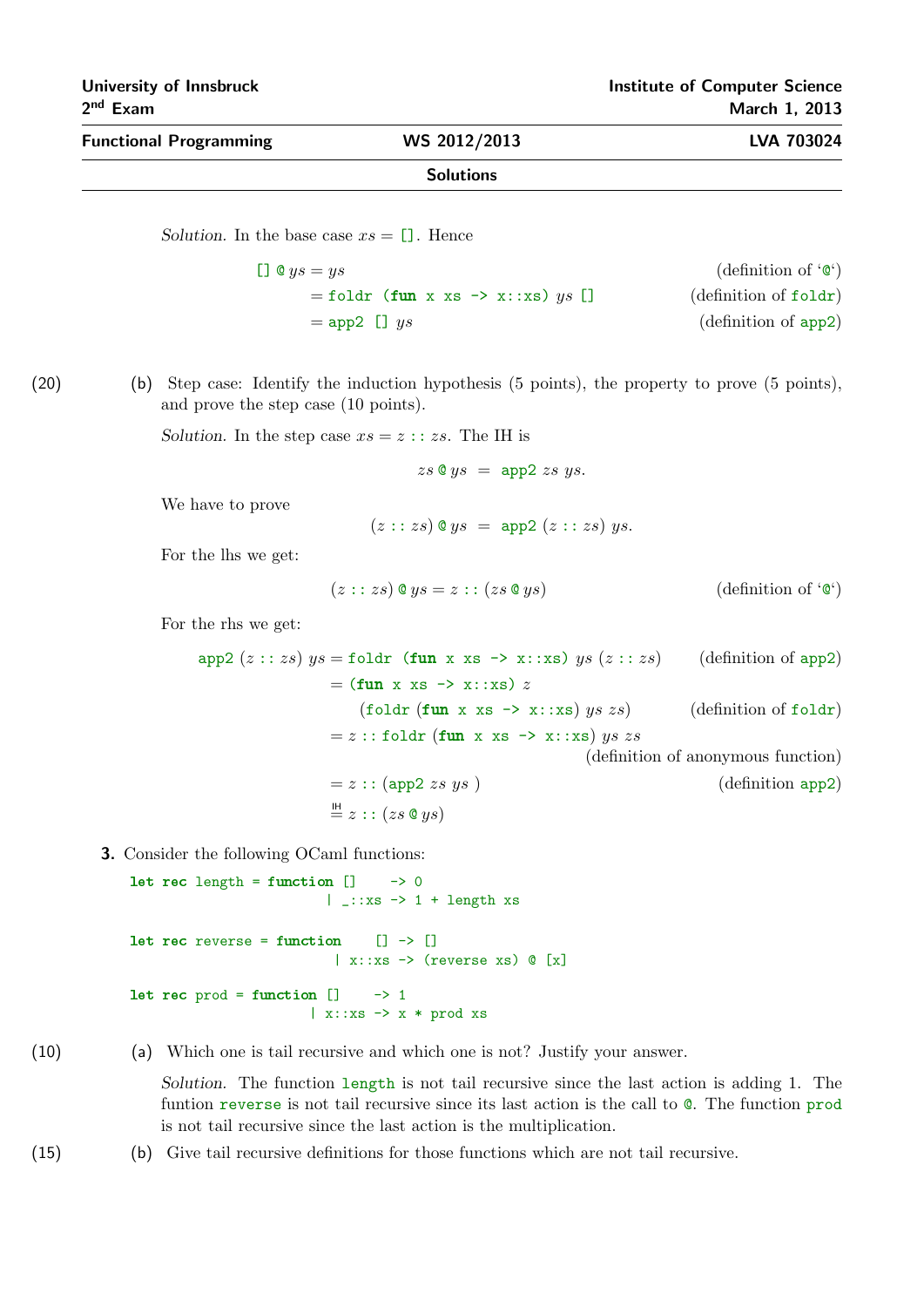*Solution.* In the base case $xs$ = `[]`. Hence

$$
\begin{aligned}
\texttt{[]} \mathbin{\texttt{@}} ys &= ys && \text{(definition of `@')}\\
&= \texttt{foldr (fun x xs -> x::xs)}\ ys\ \texttt{[]} && \text{(definition of foldr)}\\
&= \texttt{app2 []}\ ys && \text{(definition of app2)}
\end{aligned}
$$

(20) (b) Step case: Identify the induction hypothesis (5 points), the property to prove (5 points), and prove the step case (10 points).

*Solution.* In the step case $xs = z :: zs$. The IH is

$$zs \mathbin{\texttt{@}} ys \;=\; \texttt{app2}\ zs\ ys.$$

We have to prove

$$(z :: zs) \mathbin{\texttt{@}} ys \;=\; \texttt{app2}\ (z :: zs)\ ys.$$

For the lhs we get:

$$(z :: zs) \mathbin{\texttt{@}} ys = z :: (zs \mathbin{\texttt{@}} ys) \qquad \text{(definition of `@')}$$

For the rhs we get:

$$
\begin{aligned}
\texttt{app2}\ (z :: zs)\ ys &= \texttt{foldr (fun x xs -> x::xs)}\ ys\ (z :: zs) && \text{(definition of app2)}\\
&= \texttt{(fun x xs -> x::xs)}\ z \\
&\qquad (\texttt{foldr (fun x xs -> x::xs)}\ ys\ zs) && \text{(definition of foldr)}\\
&= z :: \texttt{foldr (fun x xs -> x::xs)}\ ys\ zs \\
& && \text{(definition of anonymous function)}\\
&= z :: (\texttt{app2}\ zs\ ys\ ) && \text{(definition app2)}\\
&\overset{\text{IH}}{=} z :: (zs \mathbin{\texttt{@}} ys)
\end{aligned}
$$

**3.** Consider the following OCaml functions:

```
let rec length = function []    -> 0
                        | _::xs -> 1 + length xs

let rec reverse = function    [] -> []
                         | x::xs -> (reverse xs) @ [x]

let rec prod = function []    -> 1
                      | x::xs -> x * prod xs
```

(10) (a) Which one is tail recursive and which one is not? Justify your answer.

*Solution.* The function `length` is not tail recursive since the last action is adding 1. The funtion `reverse` is not tail recursive since its last action is the call to `@`. The function `prod` is not tail recursive since the last action is the multiplication.

(15) (b) Give tail recursive definitions for those functions which are not tail recursive.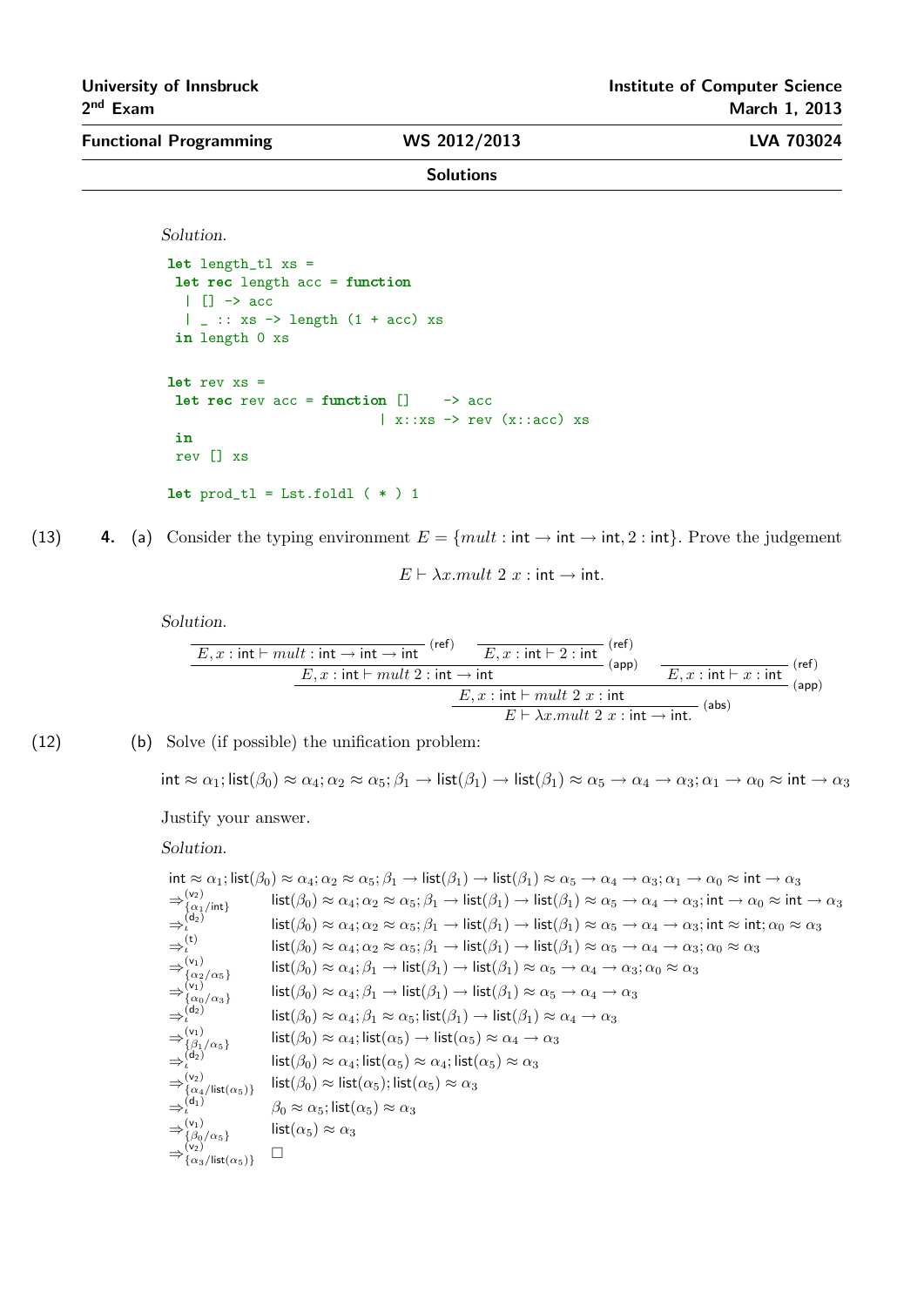*Solution.*

```
let length_tl xs =
 let rec length acc = function
  | [] -> acc
  | _ :: xs -> length (1 + acc) xs
 in length 0 xs

let rev xs =
 let rec rev acc = function []    -> acc
                         | x::xs -> rev (x::acc) xs
 in
 rev [] xs

let prod_tl = Lst.foldl ( * ) 1
```

(13) **4.** (a) Consider the typing environment $E = \{mult : \mathsf{int} \to \mathsf{int} \to \mathsf{int}, 2 : \mathsf{int}\}$. Prove the judgement

$$E \vdash \lambda x.mult\ 2\ x : \mathsf{int} \to \mathsf{int}.$$

*Solution.*

$$\dfrac{\dfrac{\dfrac{}{E, x : \mathsf{int} \vdash mult : \mathsf{int} \to \mathsf{int} \to \mathsf{int}}\,(\mathsf{ref}) \quad \dfrac{}{E, x : \mathsf{int} \vdash 2 : \mathsf{int}}\,(\mathsf{ref})}{E, x : \mathsf{int} \vdash mult\ 2 : \mathsf{int} \to \mathsf{int}}\,(\mathsf{app}) \quad \dfrac{}{E, x : \mathsf{int} \vdash x : \mathsf{int}}\,(\mathsf{ref})}{\dfrac{E, x : \mathsf{int} \vdash mult\ 2\ x : \mathsf{int}}{E \vdash \lambda x.mult\ 2\ x : \mathsf{int} \to \mathsf{int}.}\,(\mathsf{abs})}\,(\mathsf{app})$$

(12) (b) Solve (if possible) the unification problem:

$$\mathsf{int} \approx \alpha_1; \mathsf{list}(\beta_0) \approx \alpha_4; \alpha_2 \approx \alpha_5; \beta_1 \to \mathsf{list}(\beta_1) \to \mathsf{list}(\beta_1) \approx \alpha_5 \to \alpha_4 \to \alpha_3; \alpha_1 \to \alpha_0 \approx \mathsf{int} \to \alpha_3$$

Justify your answer.

*Solution.*

$$
\begin{array}{ll}
 & \mathsf{int} \approx \alpha_1; \mathsf{list}(\beta_0) \approx \alpha_4; \alpha_2 \approx \alpha_5; \beta_1 \to \mathsf{list}(\beta_1) \to \mathsf{list}(\beta_1) \approx \alpha_5 \to \alpha_4 \to \alpha_3; \alpha_1 \to \alpha_0 \approx \mathsf{int} \to \alpha_3 \\
\Rightarrow^{(\mathsf{v}_2)}_{\{\alpha_1/\mathsf{int}\}} & \mathsf{list}(\beta_0) \approx \alpha_4; \alpha_2 \approx \alpha_5; \beta_1 \to \mathsf{list}(\beta_1) \to \mathsf{list}(\beta_1) \approx \alpha_5 \to \alpha_4 \to \alpha_3; \mathsf{int} \to \alpha_0 \approx \mathsf{int} \to \alpha_3 \\
\Rightarrow^{(\mathsf{d}_2)}_{\iota} & \mathsf{list}(\beta_0) \approx \alpha_4; \alpha_2 \approx \alpha_5; \beta_1 \to \mathsf{list}(\beta_1) \to \mathsf{list}(\beta_1) \approx \alpha_5 \to \alpha_4 \to \alpha_3; \mathsf{int} \approx \mathsf{int}; \alpha_0 \approx \alpha_3 \\
\Rightarrow^{(\mathsf{t})}_{\iota} & \mathsf{list}(\beta_0) \approx \alpha_4; \alpha_2 \approx \alpha_5; \beta_1 \to \mathsf{list}(\beta_1) \to \mathsf{list}(\beta_1) \approx \alpha_5 \to \alpha_4 \to \alpha_3; \alpha_0 \approx \alpha_3 \\
\Rightarrow^{(\mathsf{v}_1)}_{\{\alpha_2/\alpha_5\}} & \mathsf{list}(\beta_0) \approx \alpha_4; \beta_1 \to \mathsf{list}(\beta_1) \to \mathsf{list}(\beta_1) \approx \alpha_5 \to \alpha_4 \to \alpha_3; \alpha_0 \approx \alpha_3 \\
\Rightarrow^{(\mathsf{v}_1)}_{\{\alpha_0/\alpha_3\}} & \mathsf{list}(\beta_0) \approx \alpha_4; \beta_1 \to \mathsf{list}(\beta_1) \to \mathsf{list}(\beta_1) \approx \alpha_5 \to \alpha_4 \to \alpha_3 \\
\Rightarrow^{(\mathsf{d}_2)}_{\iota} & \mathsf{list}(\beta_0) \approx \alpha_4; \beta_1 \approx \alpha_5; \mathsf{list}(\beta_1) \to \mathsf{list}(\beta_1) \approx \alpha_4 \to \alpha_3 \\
\Rightarrow^{(\mathsf{v}_1)}_{\{\beta_1/\alpha_5\}} & \mathsf{list}(\beta_0) \approx \alpha_4; \mathsf{list}(\alpha_5) \to \mathsf{list}(\alpha_5) \approx \alpha_4 \to \alpha_3 \\
\Rightarrow^{(\mathsf{d}_2)}_{\iota} & \mathsf{list}(\beta_0) \approx \alpha_4; \mathsf{list}(\alpha_5) \approx \alpha_4; \mathsf{list}(\alpha_5) \approx \alpha_3 \\
\Rightarrow^{(\mathsf{v}_2)}_{\{\alpha_4/\mathsf{list}(\alpha_5)\}} & \mathsf{list}(\beta_0) \approx \mathsf{list}(\alpha_5); \mathsf{list}(\alpha_5) \approx \alpha_3 \\
\Rightarrow^{(\mathsf{d}_1)}_{\iota} & \beta_0 \approx \alpha_5; \mathsf{list}(\alpha_5) \approx \alpha_3 \\
\Rightarrow^{(\mathsf{v}_1)}_{\{\beta_0/\alpha_5\}} & \mathsf{list}(\alpha_5) \approx \alpha_3 \\
\Rightarrow^{(\mathsf{v}_2)}_{\{\alpha_3/\mathsf{list}(\alpha_5)\}} & \square
\end{array}
$$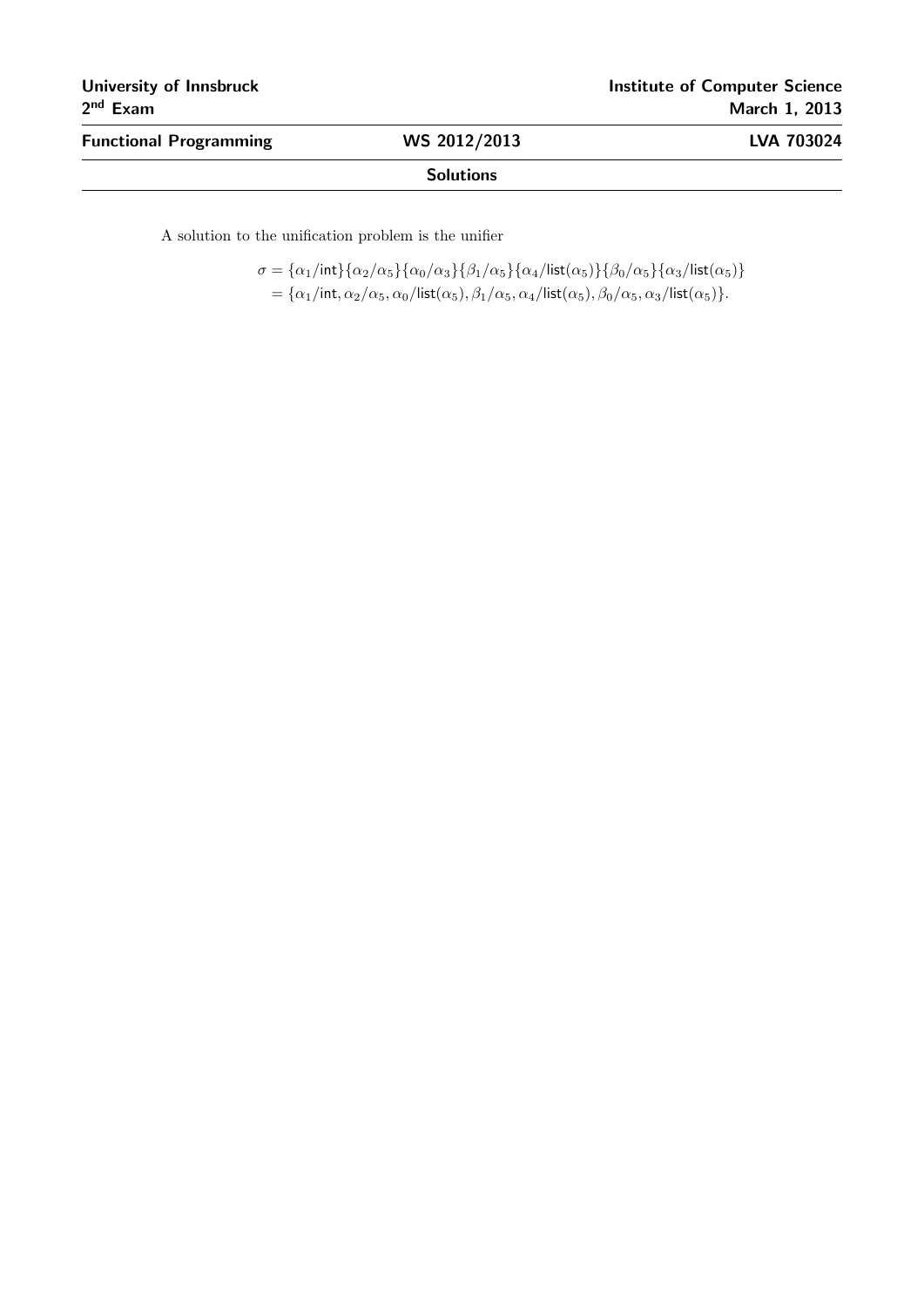A solution to the unification problem is the unifier

$$
\begin{aligned}
\sigma &= \{\alpha_1/\mathsf{int}\}\{\alpha_2/\alpha_5\}\{\alpha_0/\alpha_3\}\{\beta_1/\alpha_5\}\{\alpha_4/\mathsf{list}(\alpha_5)\}\{\beta_0/\alpha_5\}\{\alpha_3/\mathsf{list}(\alpha_5)\} \\
&= \{\alpha_1/\mathsf{int}, \alpha_2/\alpha_5, \alpha_0/\mathsf{list}(\alpha_5), \beta_1/\alpha_5, \alpha_4/\mathsf{list}(\alpha_5), \beta_0/\alpha_5, \alpha_3/\mathsf{list}(\alpha_5)\}.
\end{aligned}
$$